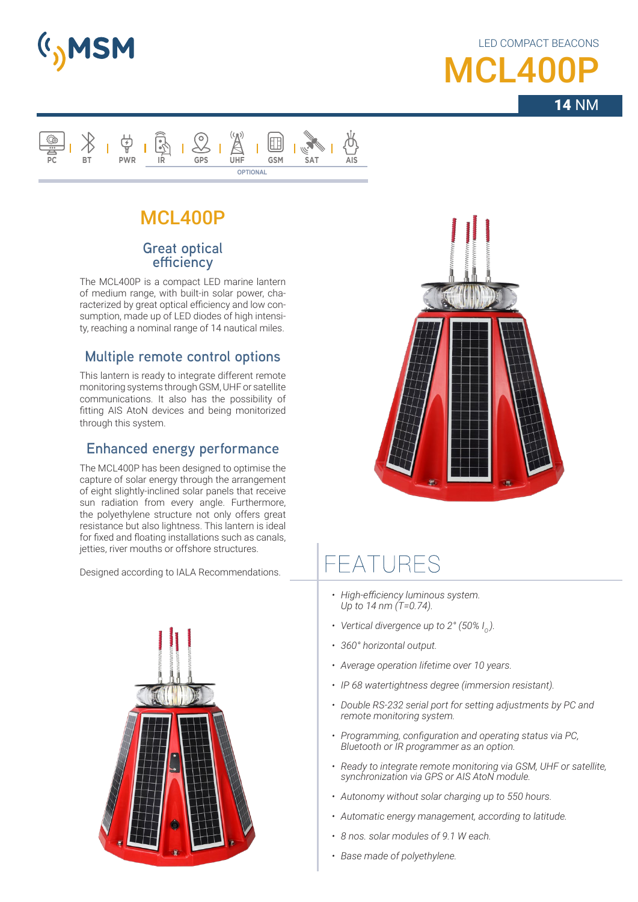MSM

LED COMPACT BEACONS

# MCL400P

**14** NM

PC | BT | PWR | IR | GPS | UHF | GSM | SAT | AIS

OPTIONAL

## MCL400P

### Great optical efficiency

The MCL400P is a compact LED marine lantern of medium range, with built-in solar power, characterized by great optical efficiency and low consumption, made up of LED diodes of high intensity, reaching a nominal range of 14 nautical miles.

### Multiple remote control options

This lantern is ready to integrate different remote monitoring systems through GSM, UHF or satellite communications. It also has the possibility of fitting AIS AtoN devices and being monitorized through this system.

### Enhanced energy performance

The MCL400P has been designed to optimise the capture of solar energy through the arrangement of eight slightly-inclined solar panels that receive sun radiation from every angle. Furthermore, the polyethylene structure not only offers great resistance but also lightness. This lantern is ideal for fixed and floating installations such as canals, jetties, river mouths or offshore structures.

Designed according to IALA Recommendations.

## FEATURES

- *High-efficiency luminous system. Up to 14 nm (T=0.74).*
- *Vertical divergence up to 2° (50% $I_o$).*
- *360° horizontal output.*
- *Average operation lifetime over 10 years.*
- *IP 68 watertightness degree (immersion resistant).*
- *Double RS-232 serial port for setting adjustments by PC and remote monitoring system.*
- *Programming, configuration and operating status via PC, Bluetooth or IR programmer as an option.*
- *Ready to integrate remote monitoring via GSM, UHF or satellite, synchronization via GPS or AIS AtoN module.*
- *Autonomy without solar charging up to 550 hours.*
- *Automatic energy management, according to latitude.*
- *8 nos. solar modules of 9.1 W each.*
- *Base made of polyethylene.*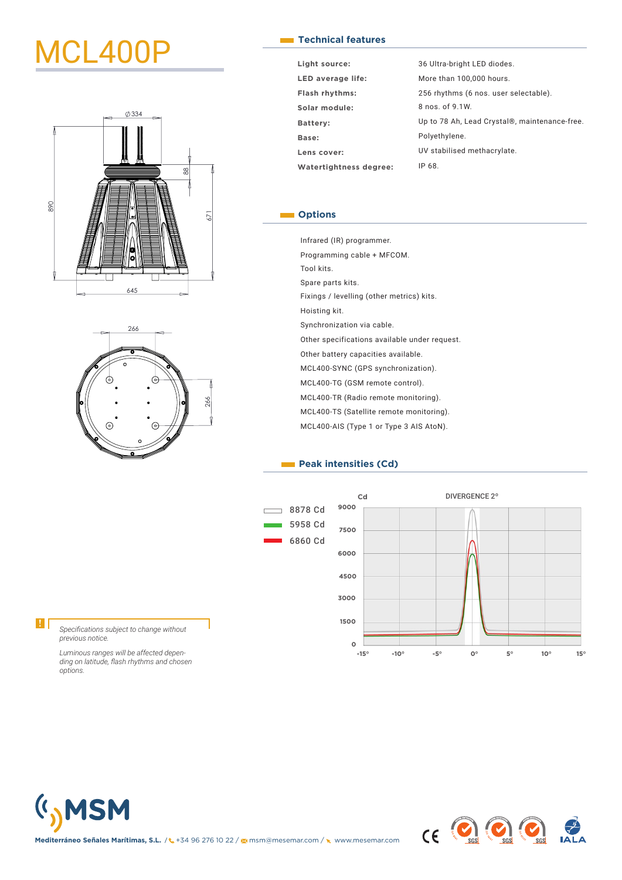# MCL400P

Ø334

890

88

671

645

266

266

## Technical features

| | |
|---|---|
| **Light source:** | 36 Ultra-bright LED diodes. |
| **LED average life:** | More than 100,000 hours. |
| **Flash rhythms:** | 256 rhythms (6 nos. user selectable). |
| **Solar module:** | 8 nos. of 9.1W. |
| **Battery:** | Up to 78 Ah, Lead Crystal®, maintenance-free. |
| **Base:** | Polyethylene. |
| **Lens cover:** | UV stabilised methacrylate. |
| **Watertightness degree:** | IP 68. |

## Options

Infrared (IR) programmer.

Programming cable + MFCOM.

Tool kits.

Spare parts kits.

Fixings / levelling (other metrics) kits.

Hoisting kit.

Synchronization via cable.

Other specifications available under request.

Other battery capacities available.

MCL400-SYNC (GPS synchronization).

MCL400-TG (GSM remote control).

MCL400-TR (Radio remote monitoring).

MCL400-TS (Satellite remote monitoring).

MCL400-AIS (Type 1 or Type 3 AIS AtoN).

## Peak intensities (Cd)

8878 Cd

5958 Cd

6860 Cd

Cd

DIVERGENCE 2º

9000

7500

6000

4500

3000

1500

0

-15º -10º -5º 0º 5º 10º 15º

*Specifications subject to change without previous notice.*

*Luminous ranges will be affected depending on latitude, flash rhythms and chosen options.*

**Mediterráneo Señales Marítimas, S.L.** / +34 96 276 10 22 / msm@mesemar.com / www.mesemar.com